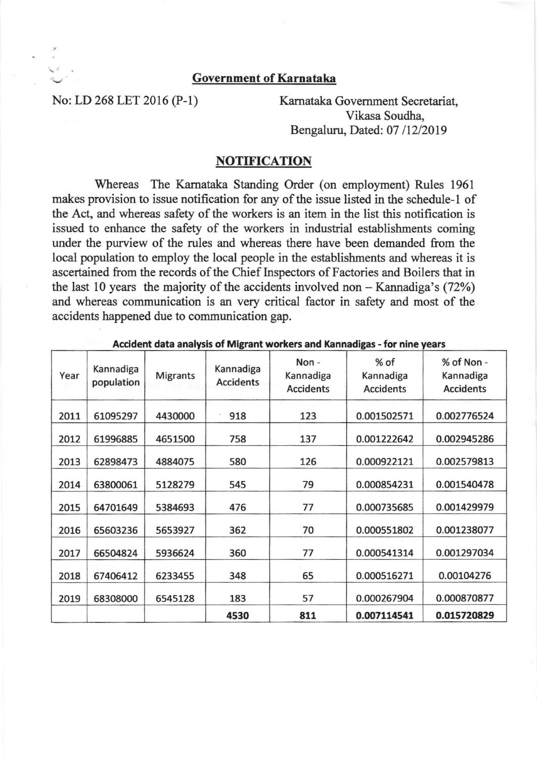**Government of Karnataka**

No: LD 268 LET 2016 (P-1)

Karnataka Government Secretariat,
Vikasa Soudha,
Bengaluru, Dated: 07 /12/2019

## NOTIFICATION

Whereas The Karnataka Standing Order (on employment) Rules 1961 makes provision to issue notification for any of the issue listed in the schedule-1 of the Act, and whereas safety of the workers is an item in the list this notification is issued to enhance the safety of the workers in industrial establishments coming under the purview of the rules and whereas there have been demanded from the local population to employ the local people in the establishments and whereas it is ascertained from the records of the Chief Inspectors of Factories and Boilers that in the last 10 years the majority of the accidents involved non – Kannadiga's (72%) and whereas communication is an very critical factor in safety and most of the accidents happened due to communication gap.

**Accident data analysis of Migrant workers and Kannadigas - for nine years**

| Year | Kannadiga population | Migrants | Kannadiga Accidents | Non - Kannadiga Accidents | % of Kannadiga Accidents | % of Non - Kannadiga Accidents |
|---|---|---|---|---|---|---|
| 2011 | 61095297 | 4430000 | 918 | 123 | 0.001502571 | 0.002776524 |
| 2012 | 61996885 | 4651500 | 758 | 137 | 0.001222642 | 0.002945286 |
| 2013 | 62898473 | 4884075 | 580 | 126 | 0.000922121 | 0.002579813 |
| 2014 | 63800061 | 5128279 | 545 | 79 | 0.000854231 | 0.001540478 |
| 2015 | 64701649 | 5384693 | 476 | 77 | 0.000735685 | 0.001429979 |
| 2016 | 65603236 | 5653927 | 362 | 70 | 0.000551802 | 0.001238077 |
| 2017 | 66504824 | 5936624 | 360 | 77 | 0.000541314 | 0.001297034 |
| 2018 | 67406412 | 6233455 | 348 | 65 | 0.000516271 | 0.00104276 |
| 2019 | 68308000 | 6545128 | 183 | 57 | 0.000267904 | 0.000870877 |
| | | | **4530** | **811** | **0.007114541** | **0.015720829** |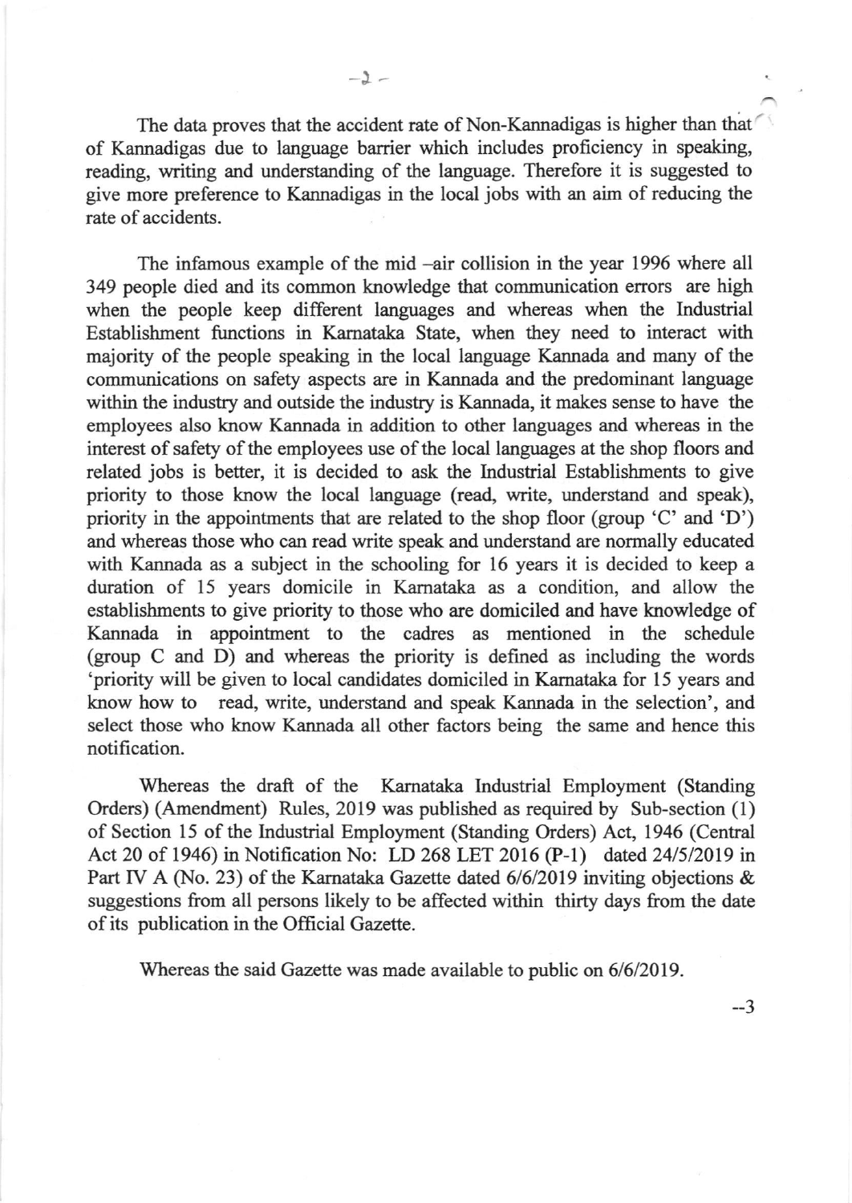The data proves that the accident rate of Non-Kannadigas is higher than that of Kannadigas due to language barrier which includes proficiency in speaking, reading, writing and understanding of the language. Therefore it is suggested to give more preference to Kannadigas in the local jobs with an aim of reducing the rate of accidents.

The infamous example of the mid –air collision in the year 1996 where all 349 people died and its common knowledge that communication errors are high when the people keep different languages and whereas when the Industrial Establishment functions in Karnataka State, when they need to interact with majority of the people speaking in the local language Kannada and many of the communications on safety aspects are in Kannada and the predominant language within the industry and outside the industry is Kannada, it makes sense to have the employees also know Kannada in addition to other languages and whereas in the interest of safety of the employees use of the local languages at the shop floors and related jobs is better, it is decided to ask the Industrial Establishments to give priority to those know the local language (read, write, understand and speak), priority in the appointments that are related to the shop floor (group 'C' and 'D') and whereas those who can read write speak and understand are normally educated with Kannada as a subject in the schooling for 16 years it is decided to keep a duration of 15 years domicile in Karnataka as a condition, and allow the establishments to give priority to those who are domiciled and have knowledge of Kannada in appointment to the cadres as mentioned in the schedule (group C and D) and whereas the priority is defined as including the words 'priority will be given to local candidates domiciled in Karnataka for 15 years and know how to read, write, understand and speak Kannada in the selection', and select those who know Kannada all other factors being the same and hence this notification.

Whereas the draft of the Karnataka Industrial Employment (Standing Orders) (Amendment) Rules, 2019 was published as required by Sub-section (1) of Section 15 of the Industrial Employment (Standing Orders) Act, 1946 (Central Act 20 of 1946) in Notification No: LD 268 LET 2016 (P-1) dated 24/5/2019 in Part IV A (No. 23) of the Karnataka Gazette dated 6/6/2019 inviting objections & suggestions from all persons likely to be affected within thirty days from the date of its publication in the Official Gazette.

Whereas the said Gazette was made available to public on 6/6/2019.

--3